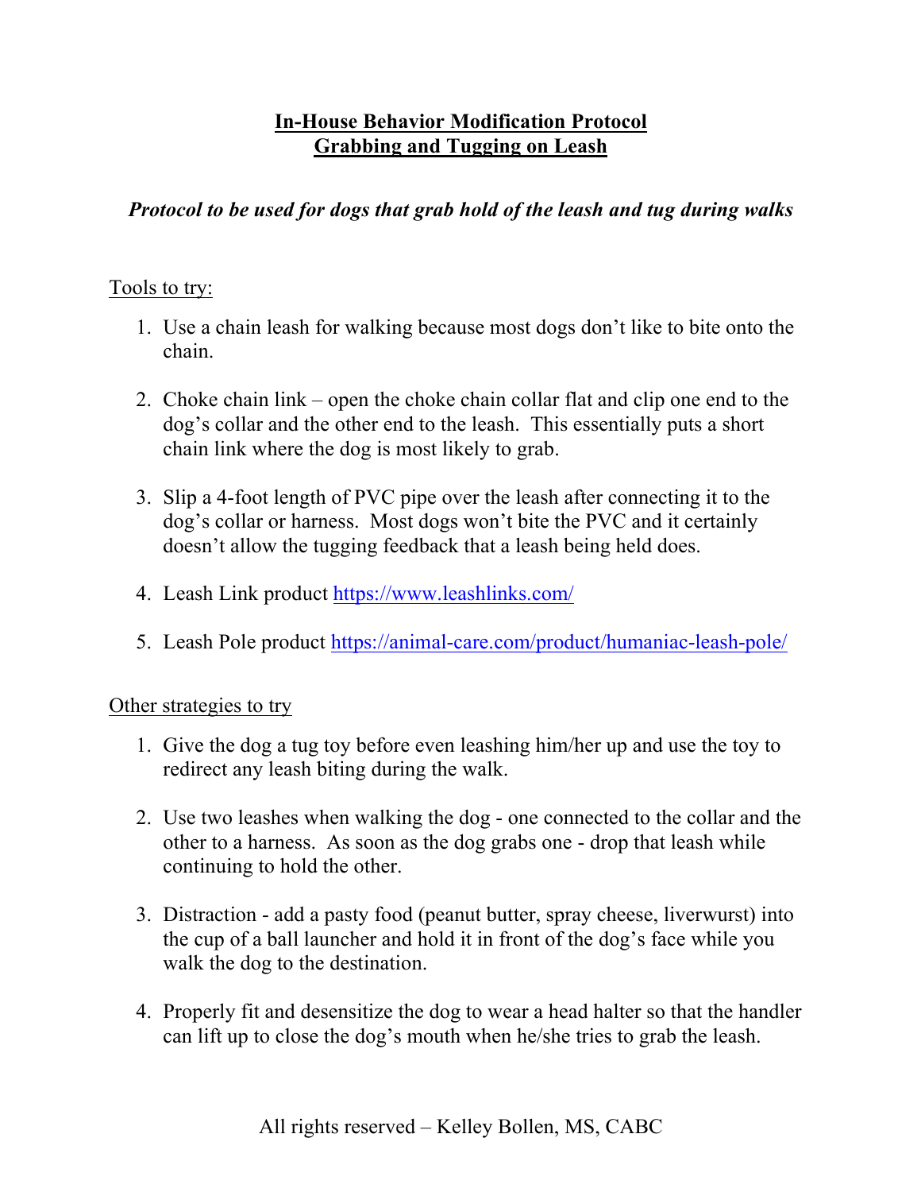# In-House Behavior Modification Protocol
# Grabbing and Tugging on Leash

***Protocol to be used for dogs that grab hold of the leash and tug during walks***

Tools to try:

1. Use a chain leash for walking because most dogs don't like to bite onto the chain.

2. Choke chain link – open the choke chain collar flat and clip one end to the dog's collar and the other end to the leash. This essentially puts a short chain link where the dog is most likely to grab.

3. Slip a 4-foot length of PVC pipe over the leash after connecting it to the dog's collar or harness. Most dogs won't bite the PVC and it certainly doesn't allow the tugging feedback that a leash being held does.

4. Leash Link product https://www.leashlinks.com/

5. Leash Pole product https://animal-care.com/product/humaniac-leash-pole/

Other strategies to try

1. Give the dog a tug toy before even leashing him/her up and use the toy to redirect any leash biting during the walk.

2. Use two leashes when walking the dog - one connected to the collar and the other to a harness. As soon as the dog grabs one - drop that leash while continuing to hold the other.

3. Distraction - add a pasty food (peanut butter, spray cheese, liverwurst) into the cup of a ball launcher and hold it in front of the dog's face while you walk the dog to the destination.

4. Properly fit and desensitize the dog to wear a head halter so that the handler can lift up to close the dog's mouth when he/she tries to grab the leash.

All rights reserved – Kelley Bollen, MS, CABC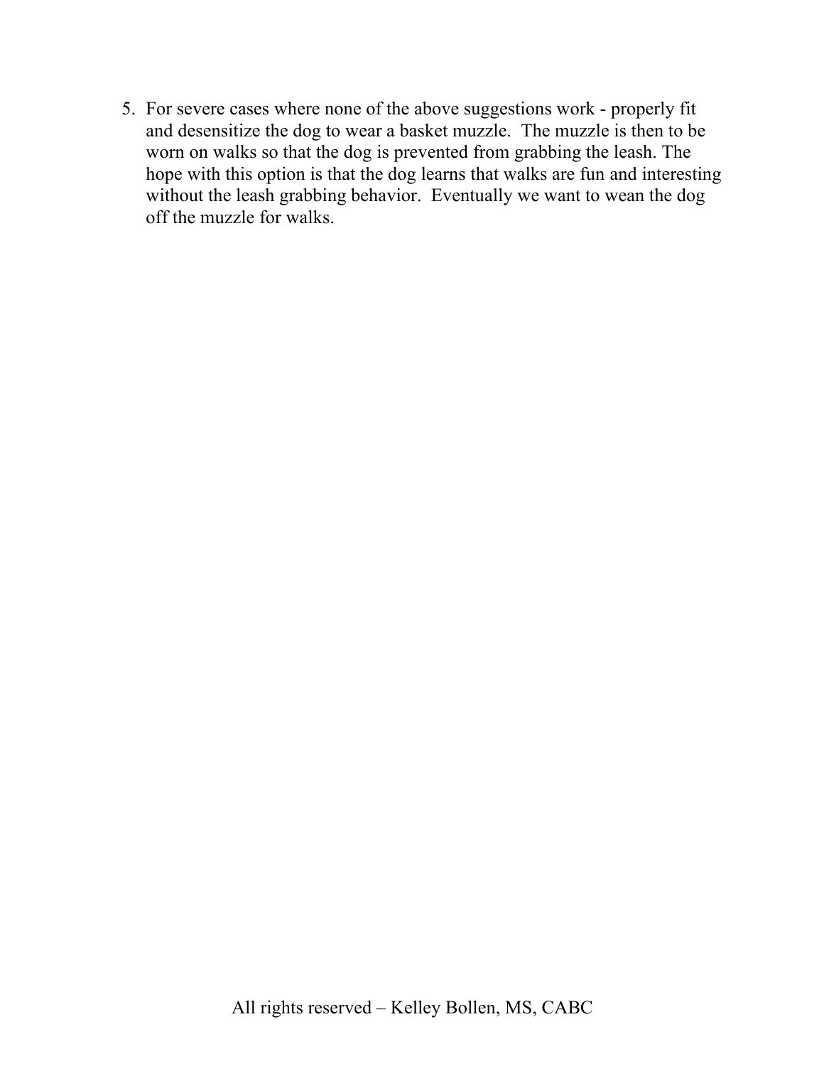5. For severe cases where none of the above suggestions work - properly fit and desensitize the dog to wear a basket muzzle. The muzzle is then to be worn on walks so that the dog is prevented from grabbing the leash. The hope with this option is that the dog learns that walks are fun and interesting without the leash grabbing behavior. Eventually we want to wean the dog off the muzzle for walks.

All rights reserved – Kelley Bollen, MS, CABC